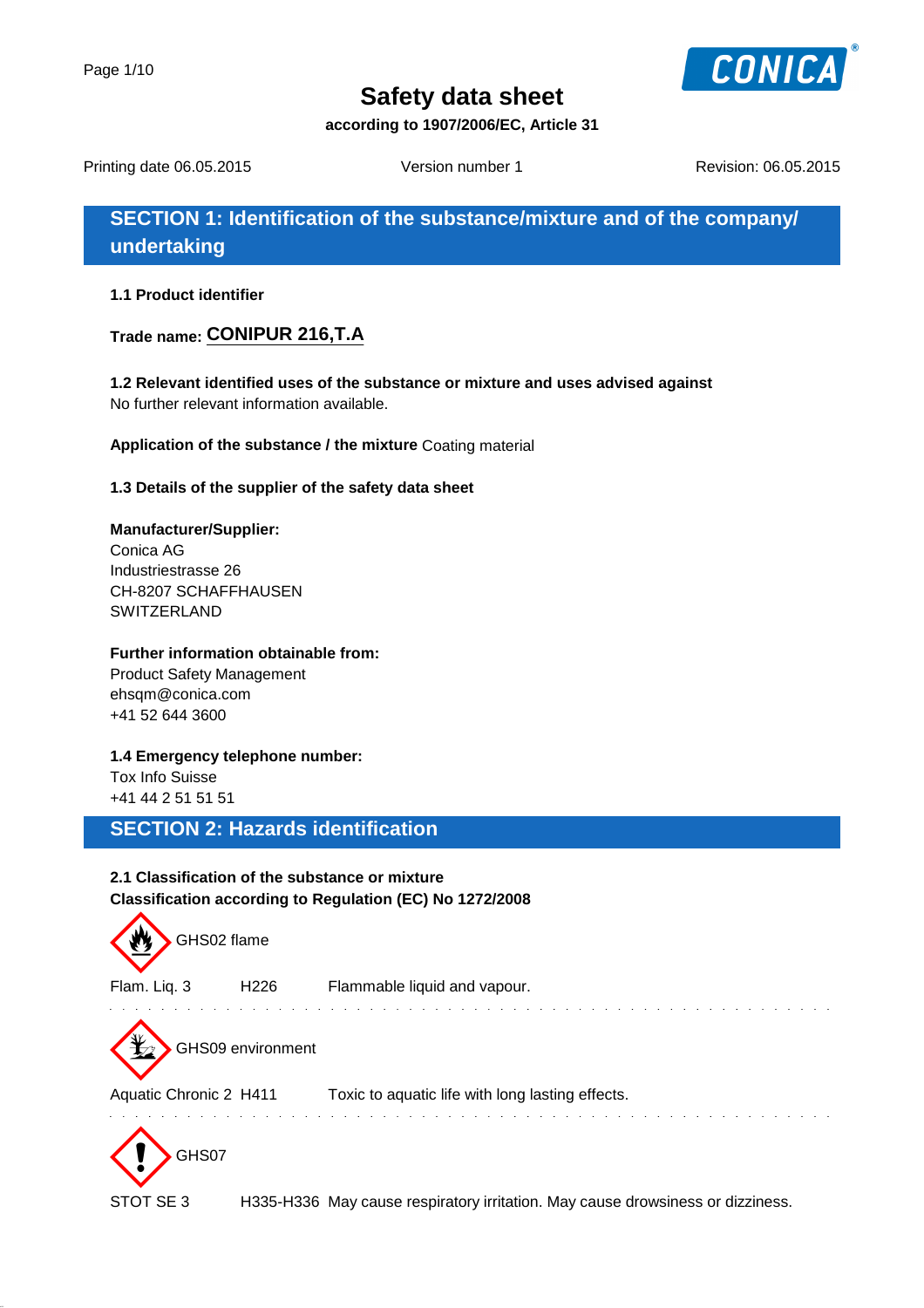# Safety data sheet

**according to 1907/2006/EC, Article 31**

Printing date 06.05.2015 Version number 1 Revision: 06.05.2015

## SECTION 1: Identification of the substance/mixture and of the company/ undertaking

**1.1 Product identifier**

**Trade name: CONIPUR 216,T.A**

**1.2 Relevant identified uses of the substance or mixture and uses advised against**
No further relevant information available.

**Application of the substance / the mixture** Coating material

**1.3 Details of the supplier of the safety data sheet**

**Manufacturer/Supplier:**
Conica AG
Industriestrasse 26
CH-8207 SCHAFFHAUSEN
SWITZERLAND

**Further information obtainable from:**
Product Safety Management
ehsqm@conica.com
+41 52 644 3600

**1.4 Emergency telephone number:**
Tox Info Suisse
+41 44 2 51 51 51

## SECTION 2: Hazards identification

**2.1 Classification of the substance or mixture**
**Classification according to Regulation (EC) No 1272/2008**

GHS02 flame

Flam. Liq. 3 H226 Flammable liquid and vapour.

GHS09 environment

Aquatic Chronic 2 H411 Toxic to aquatic life with long lasting effects.

GHS07

STOT SE 3 H335-H336 May cause respiratory irritation. May cause drowsiness or dizziness.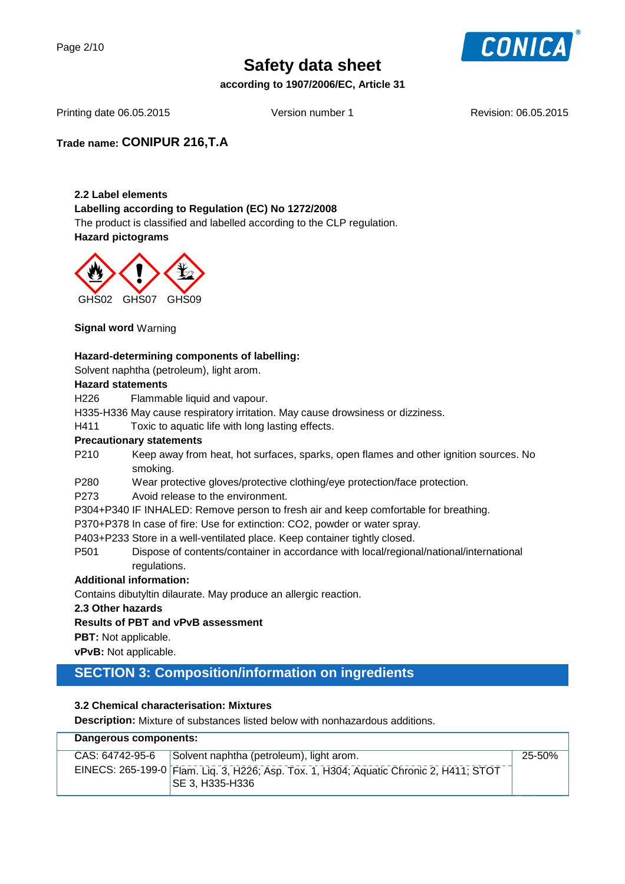**Trade name: CONIPUR 216,T.A**

### 2.2 Label elements

**Labelling according to Regulation (EC) No 1272/2008**

The product is classified and labelled according to the CLP regulation.

**Hazard pictograms**

GHS02 GHS07 GHS09

**Signal word** Warning

**Hazard-determining components of labelling:**

Solvent naphtha (petroleum), light arom.

**Hazard statements**

H226 Flammable liquid and vapour.

H335-H336 May cause respiratory irritation. May cause drowsiness or dizziness.

H411 Toxic to aquatic life with long lasting effects.

**Precautionary statements**

P210 Keep away from heat, hot surfaces, sparks, open flames and other ignition sources. No smoking.

P280 Wear protective gloves/protective clothing/eye protection/face protection.

P273 Avoid release to the environment.

P304+P340 IF INHALED: Remove person to fresh air and keep comfortable for breathing.

P370+P378 In case of fire: Use for extinction: CO2, powder or water spray.

P403+P233 Store in a well-ventilated place. Keep container tightly closed.

P501 Dispose of contents/container in accordance with local/regional/national/international regulations.

**Additional information:**

Contains dibutyltin dilaurate. May produce an allergic reaction.

### 2.3 Other hazards

**Results of PBT and vPvB assessment**

**PBT:** Not applicable.

**vPvB:** Not applicable.

## SECTION 3: Composition/information on ingredients

### 3.2 Chemical characterisation: Mixtures

**Description:** Mixture of substances listed below with nonhazardous additions.

| Dangerous components: | | |
|---|---|---|
| CAS: 64742-95-6 | Solvent naphtha (petroleum), light arom. | 25-50% |
| EINECS: 265-199-0 | Flam. Liq. 3, H226; Asp. Tox. 1, H304; Aquatic Chronic 2, H411; STOT SE 3, H335-H336 | |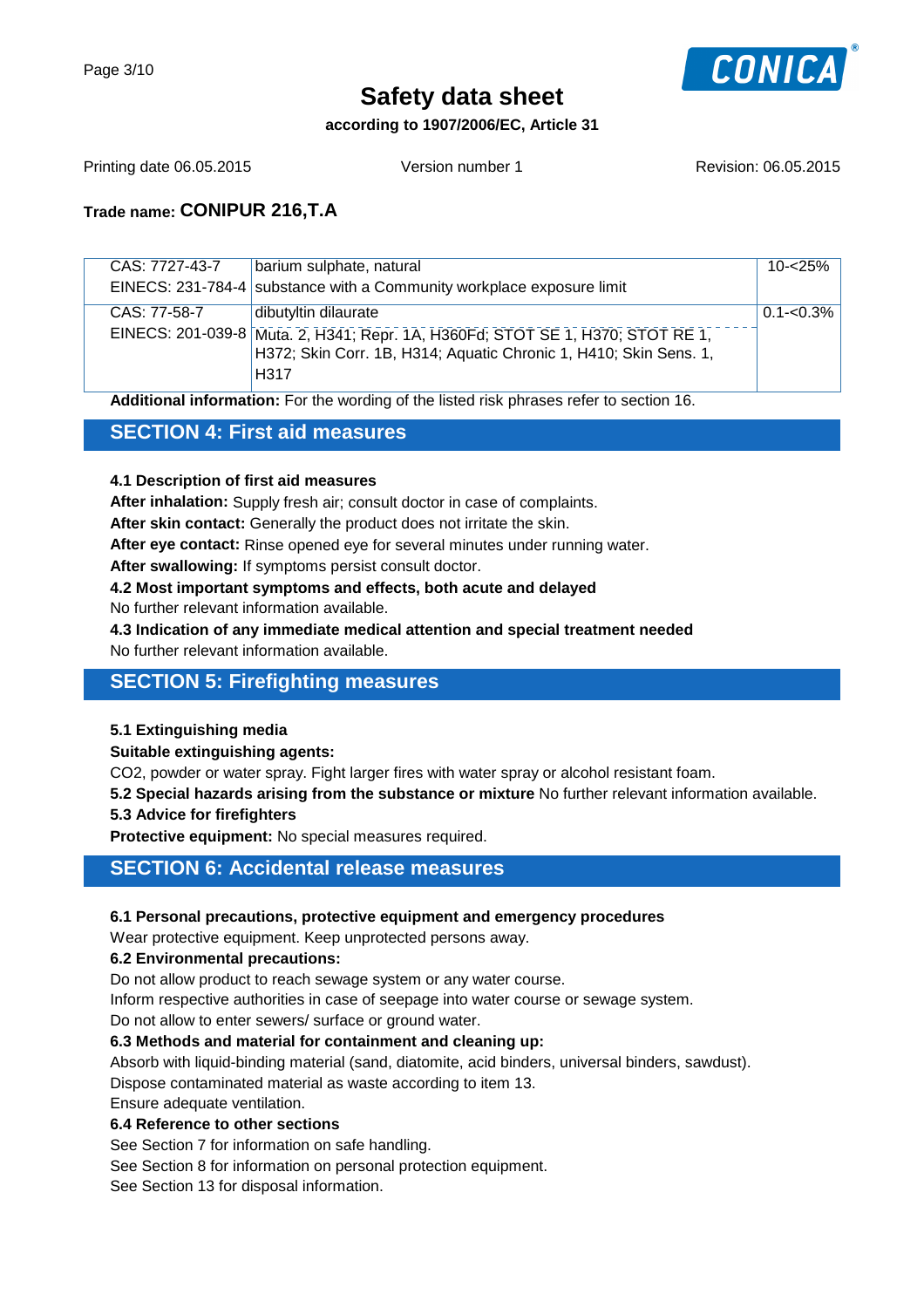## Safety data sheet

**according to 1907/2006/EC, Article 31**

Printing date 06.05.2015 | Version number 1 | Revision: 06.05.2015

**Trade name: CONIPUR 216,T.A**

| | | |
|---|---|---|
| CAS: 7727-43-7<br>EINECS: 231-784-4 | barium sulphate, natural<br>substance with a Community workplace exposure limit | 10-<25% |
| CAS: 77-58-7<br>EINECS: 201-039-8 | dibutyltin dilaurate<br>Muta. 2, H341; Repr. 1A, H360Fd; STOT SE 1, H370; STOT RE 1, H372; Skin Corr. 1B, H314; Aquatic Chronic 1, H410; Skin Sens. 1, H317 | 0.1-<0.3% |

**Additional information:** For the wording of the listed risk phrases refer to section 16.

## SECTION 4: First aid measures

**4.1 Description of first aid measures**

**After inhalation:** Supply fresh air; consult doctor in case of complaints.

**After skin contact:** Generally the product does not irritate the skin.

**After eye contact:** Rinse opened eye for several minutes under running water.

**After swallowing:** If symptoms persist consult doctor.

**4.2 Most important symptoms and effects, both acute and delayed**

No further relevant information available.

**4.3 Indication of any immediate medical attention and special treatment needed**

No further relevant information available.

## SECTION 5: Firefighting measures

**5.1 Extinguishing media**

**Suitable extinguishing agents:**

CO2, powder or water spray. Fight larger fires with water spray or alcohol resistant foam.

**5.2 Special hazards arising from the substance or mixture** No further relevant information available.

**5.3 Advice for firefighters**

**Protective equipment:** No special measures required.

## SECTION 6: Accidental release measures

**6.1 Personal precautions, protective equipment and emergency procedures**

Wear protective equipment. Keep unprotected persons away.

**6.2 Environmental precautions:**

Do not allow product to reach sewage system or any water course.

Inform respective authorities in case of seepage into water course or sewage system.

Do not allow to enter sewers/ surface or ground water.

**6.3 Methods and material for containment and cleaning up:**

Absorb with liquid-binding material (sand, diatomite, acid binders, universal binders, sawdust).

Dispose contaminated material as waste according to item 13.

Ensure adequate ventilation.

**6.4 Reference to other sections**

See Section 7 for information on safe handling.

See Section 8 for information on personal protection equipment.

See Section 13 for disposal information.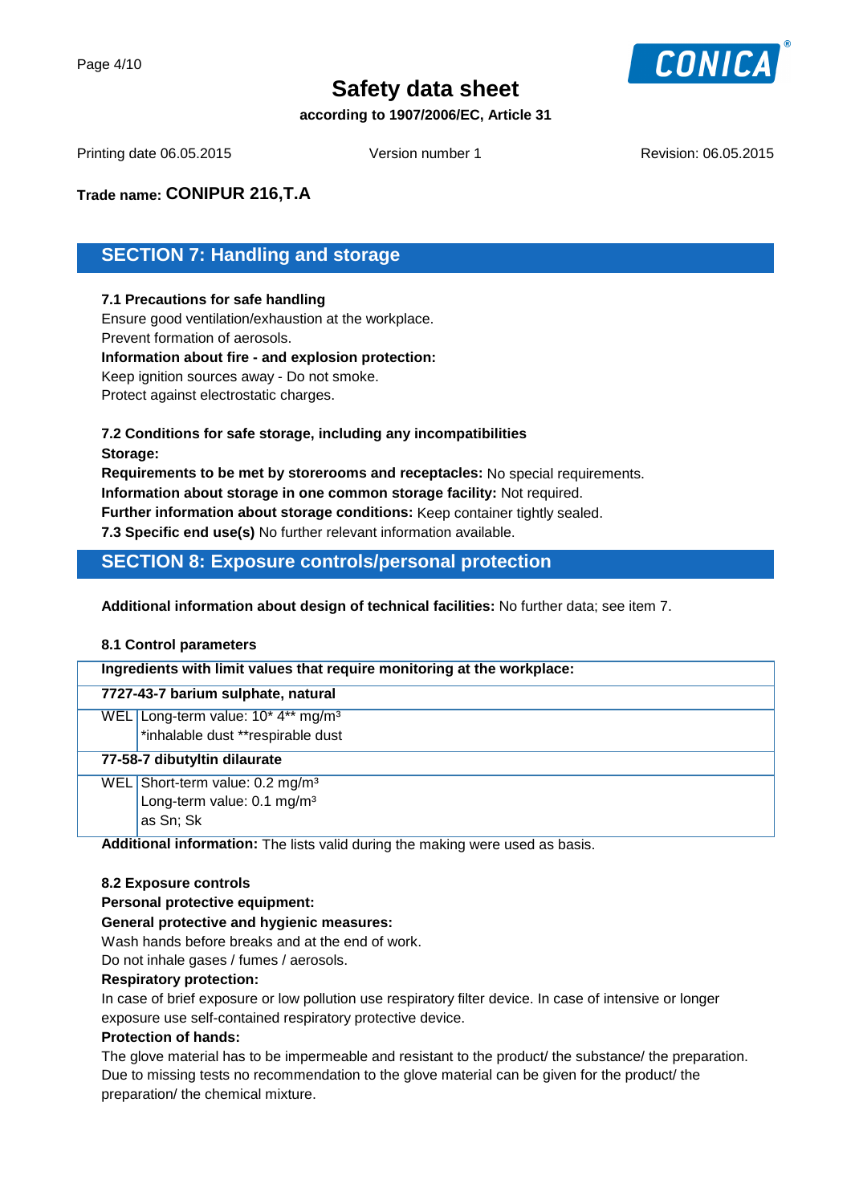**Trade name: CONIPUR 216,T.A**

## SECTION 7: Handling and storage

**7.1 Precautions for safe handling**
Ensure good ventilation/exhaustion at the workplace.
Prevent formation of aerosols.
**Information about fire - and explosion protection:**
Keep ignition sources away - Do not smoke.
Protect against electrostatic charges.

**7.2 Conditions for safe storage, including any incompatibilities**
**Storage:**
**Requirements to be met by storerooms and receptacles:** No special requirements.
**Information about storage in one common storage facility:** Not required.
**Further information about storage conditions:** Keep container tightly sealed.
**7.3 Specific end use(s)** No further relevant information available.

## SECTION 8: Exposure controls/personal protection

**Additional information about design of technical facilities:** No further data; see item 7.

**8.1 Control parameters**

| **Ingredients with limit values that require monitoring at the workplace:** | |
|---|---|
| **7727-43-7 barium sulphate, natural** | |
| WEL | Long-term value: 10* 4** mg/m³<br>*inhalable dust **respirable dust |
| **77-58-7 dibutyltin dilaurate** | |
| WEL | Short-term value: 0.2 mg/m³<br>Long-term value: 0.1 mg/m³<br>as Sn; Sk |

**Additional information:** The lists valid during the making were used as basis.

**8.2 Exposure controls**
**Personal protective equipment:**
**General protective and hygienic measures:**
Wash hands before breaks and at the end of work.
Do not inhale gases / fumes / aerosols.
**Respiratory protection:**
In case of brief exposure or low pollution use respiratory filter device. In case of intensive or longer exposure use self-contained respiratory protective device.
**Protection of hands:**
The glove material has to be impermeable and resistant to the product/ the substance/ the preparation.
Due to missing tests no recommendation to the glove material can be given for the product/ the preparation/ the chemical mixture.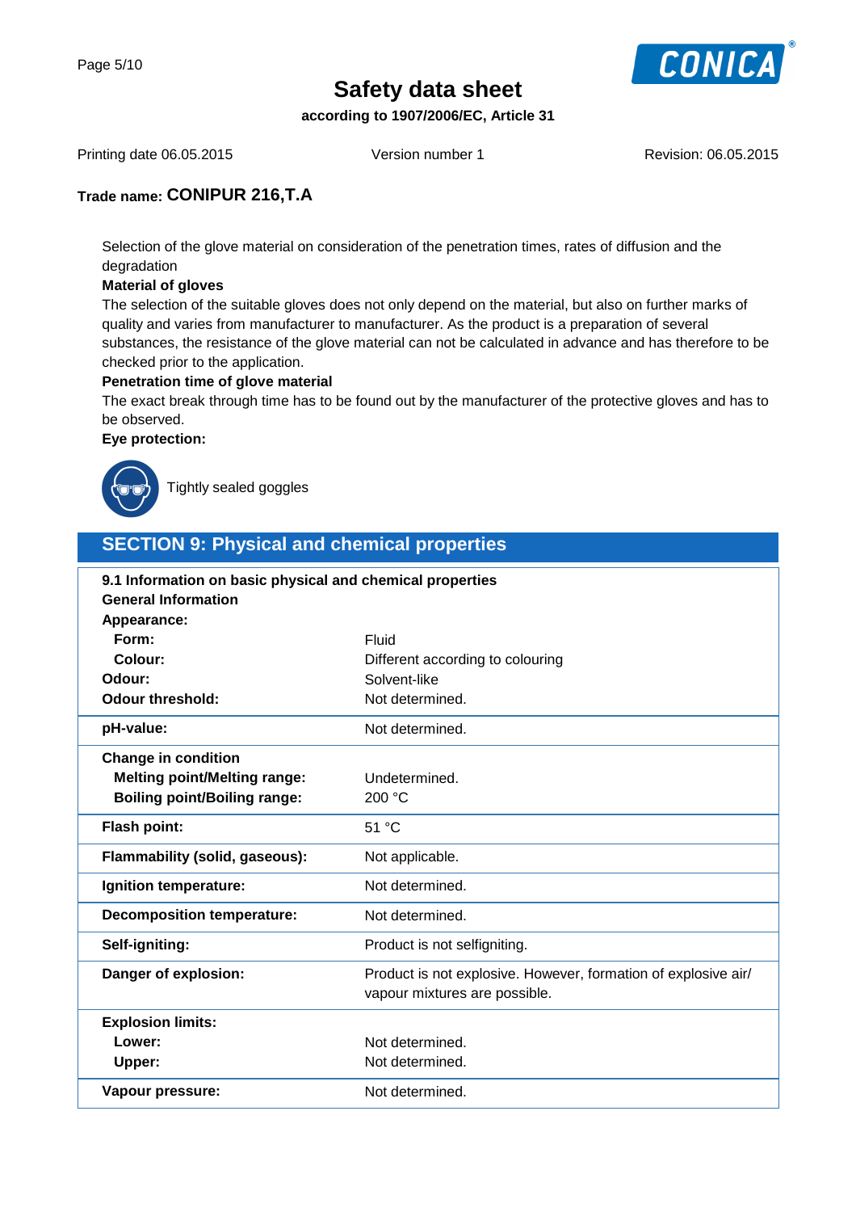Selection of the glove material on consideration of the penetration times, rates of diffusion and the degradation

**Material of gloves**

The selection of the suitable gloves does not only depend on the material, but also on further marks of quality and varies from manufacturer to manufacturer. As the product is a preparation of several substances, the resistance of the glove material can not be calculated in advance and has therefore to be checked prior to the application.

**Penetration time of glove material**

The exact break through time has to be found out by the manufacturer of the protective gloves and has to be observed.

**Eye protection:**

Tightly sealed goggles

## SECTION 9: Physical and chemical properties

| **9.1 Information on basic physical and chemical properties** | |
|---|---|
| **General Information** | |
| **Appearance:** | |
| **Form:** | Fluid |
| **Colour:** | Different according to colouring |
| **Odour:** | Solvent-like |
| **Odour threshold:** | Not determined. |
| **pH-value:** | Not determined. |
| **Change in condition** | |
| **Melting point/Melting range:** | Undetermined. |
| **Boiling point/Boiling range:** | 200 °C |
| **Flash point:** | 51 °C |
| **Flammability (solid, gaseous):** | Not applicable. |
| **Ignition temperature:** | Not determined. |
| **Decomposition temperature:** | Not determined. |
| **Self-igniting:** | Product is not selfigniting. |
| **Danger of explosion:** | Product is not explosive. However, formation of explosive air/ vapour mixtures are possible. |
| **Explosion limits:** | |
| **Lower:** | Not determined. |
| **Upper:** | Not determined. |
| **Vapour pressure:** | Not determined. |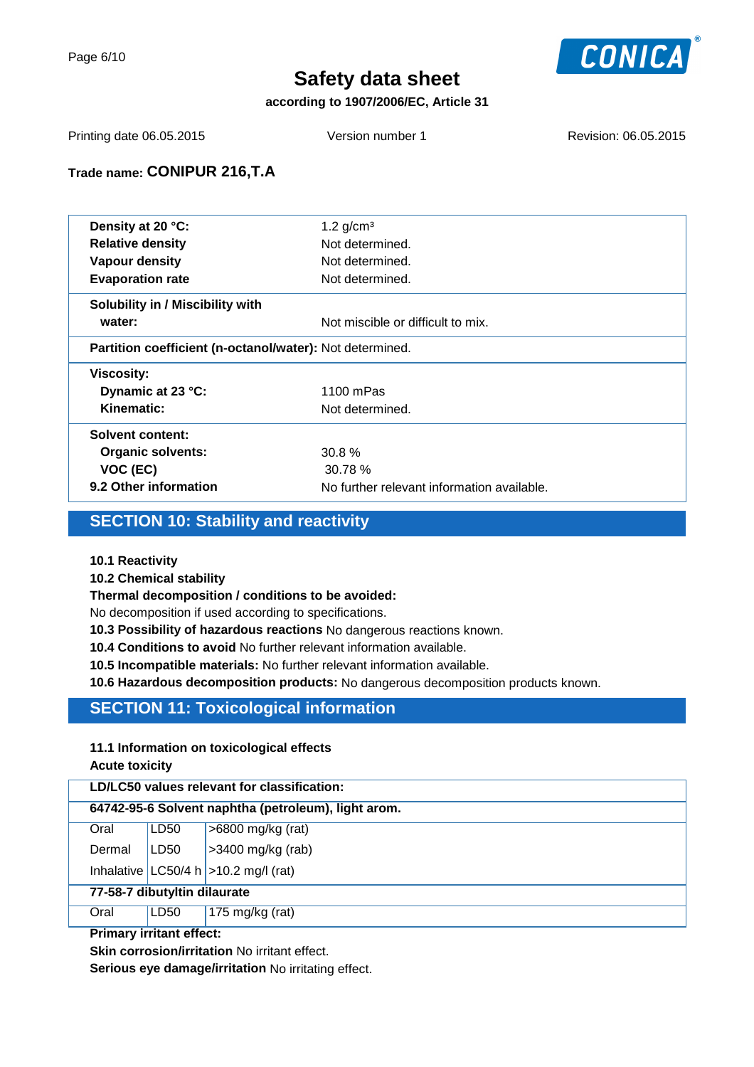# Safety data sheet

**according to 1907/2006/EC, Article 31**

Printing date 06.05.2015 | Version number 1 | Revision: 06.05.2015

**Trade name: CONIPUR 216,T.A**

| | |
|---|---|
| **Density at 20 °C:** | 1.2 g/cm³ |
| **Relative density** | Not determined. |
| **Vapour density** | Not determined. |
| **Evaporation rate** | Not determined. |
| **Solubility in / Miscibility with** | |
| **water:** | Not miscible or difficult to mix. |
| **Partition coefficient (n-octanol/water):** | Not determined. |
| **Viscosity:** | |
| **Dynamic at 23 °C:** | 1100 mPas |
| **Kinematic:** | Not determined. |
| **Solvent content:** | |
| **Organic solvents:** | 30.8 % |
| **VOC (EC)** | 30.78 % |
| **9.2 Other information** | No further relevant information available. |

## SECTION 10: Stability and reactivity

**10.1 Reactivity**

**10.2 Chemical stability**

**Thermal decomposition / conditions to be avoided:**

No decomposition if used according to specifications.

**10.3 Possibility of hazardous reactions** No dangerous reactions known.

**10.4 Conditions to avoid** No further relevant information available.

**10.5 Incompatible materials:** No further relevant information available.

**10.6 Hazardous decomposition products:** No dangerous decomposition products known.

## SECTION 11: Toxicological information

**11.1 Information on toxicological effects**

**Acute toxicity**

| **LD/LC50 values relevant for classification:** | | |
|---|---|---|
| **64742-95-6 Solvent naphtha (petroleum), light arom.** | | |
| Oral | LD50 | >6800 mg/kg (rat) |
| Dermal | LD50 | >3400 mg/kg (rab) |
| Inhalative | LC50/4 h | >10.2 mg/l (rat) |
| **77-58-7 dibutyltin dilaurate** | | |
| Oral | LD50 | 175 mg/kg (rat) |

**Primary irritant effect:**

**Skin corrosion/irritation** No irritant effect.

**Serious eye damage/irritation** No irritating effect.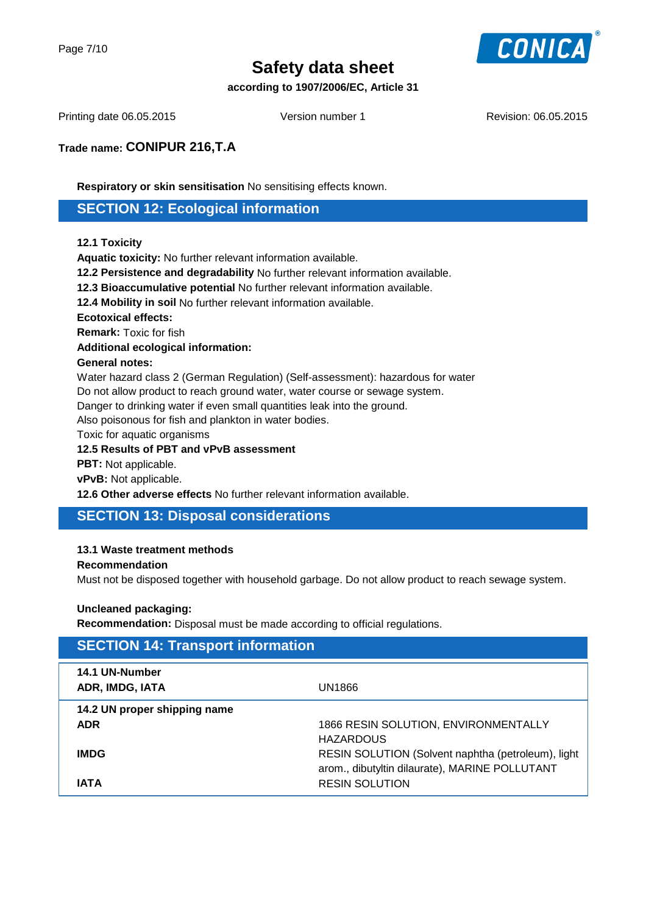# Safety data sheet

**according to 1907/2006/EC, Article 31**

Printing date 06.05.2015 | Version number 1 | Revision: 06.05.2015

**Trade name: CONIPUR 216,T.A**

**Respiratory or skin sensitisation** No sensitising effects known.

## SECTION 12: Ecological information

**12.1 Toxicity**

**Aquatic toxicity:** No further relevant information available.

**12.2 Persistence and degradability** No further relevant information available.

**12.3 Bioaccumulative potential** No further relevant information available.

**12.4 Mobility in soil** No further relevant information available.

**Ecotoxical effects:**

**Remark:** Toxic for fish

**Additional ecological information:**

**General notes:**

Water hazard class 2 (German Regulation) (Self-assessment): hazardous for water
Do not allow product to reach ground water, water course or sewage system.
Danger to drinking water if even small quantities leak into the ground.
Also poisonous for fish and plankton in water bodies.
Toxic for aquatic organisms

**12.5 Results of PBT and vPvB assessment**

**PBT:** Not applicable.

**vPvB:** Not applicable.

**12.6 Other adverse effects** No further relevant information available.

## SECTION 13: Disposal considerations

**13.1 Waste treatment methods**

**Recommendation**

Must not be disposed together with household garbage. Do not allow product to reach sewage system.

**Uncleaned packaging:**

**Recommendation:** Disposal must be made according to official regulations.

## SECTION 14: Transport information

| | |
|---|---|
| **14.1 UN-Number** | |
| **ADR, IMDG, IATA** | UN1866 |
| **14.2 UN proper shipping name** | |
| **ADR** | 1866 RESIN SOLUTION, ENVIRONMENTALLY HAZARDOUS |
| **IMDG** | RESIN SOLUTION (Solvent naphtha (petroleum), light arom., dibutyltin dilaurate), MARINE POLLUTANT |
| **IATA** | RESIN SOLUTION |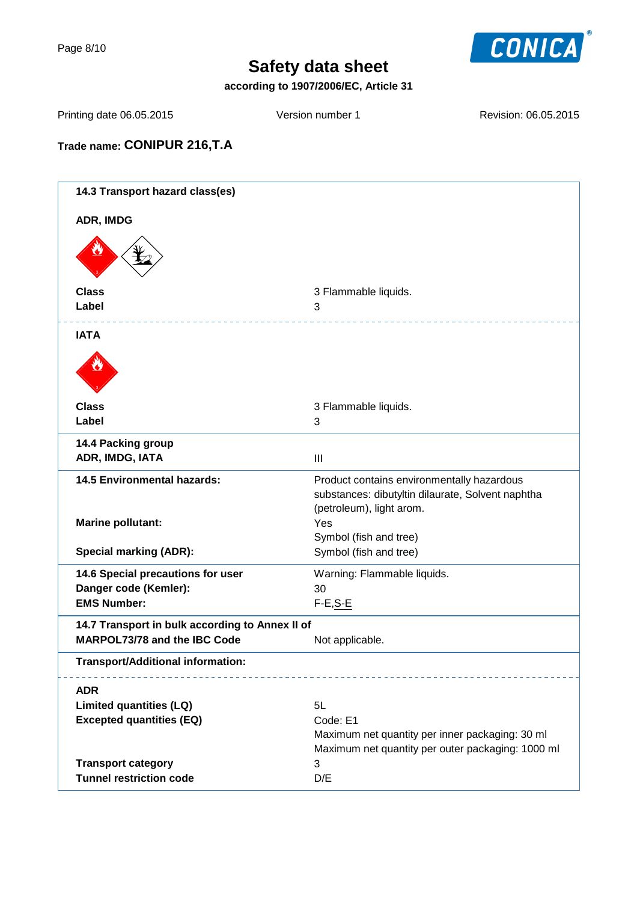# Safety data sheet

**according to 1907/2006/EC, Article 31**

Printing date 06.05.2015 | Version number 1 | Revision: 06.05.2015

**Trade name: CONIPUR 216,T.A**

---

**14.3 Transport hazard class(es)**

**ADR, IMDG**

| | |
|---|---|
| **Class** | 3 Flammable liquids. |
| **Label** | 3 |

**IATA**

| | |
|---|---|
| **Class** | 3 Flammable liquids. |
| **Label** | 3 |

**14.4 Packing group**

| | |
|---|---|
| **ADR, IMDG, IATA** | III |

| | |
|---|---|
| **14.5 Environmental hazards:** | Product contains environmentally hazardous substances: dibutyltin dilaurate, Solvent naphtha (petroleum), light arom. |
| **Marine pollutant:** | Yes<br>Symbol (fish and tree) |
| **Special marking (ADR):** | Symbol (fish and tree) |

| | |
|---|---|
| **14.6 Special precautions for user** | Warning: Flammable liquids. |
| **Danger code (Kemler):** | 30 |
| **EMS Number:** | F-E,S-E |

| | |
|---|---|
| **14.7 Transport in bulk according to Annex II of MARPOL73/78 and the IBC Code** | Not applicable. |

**Transport/Additional information:**

**ADR**

| | |
|---|---|
| **Limited quantities (LQ)** | 5L |
| **Excepted quantities (EQ)** | Code: E1<br>Maximum net quantity per inner packaging: 30 ml<br>Maximum net quantity per outer packaging: 1000 ml |
| **Transport category** | 3 |
| **Tunnel restriction code** | D/E |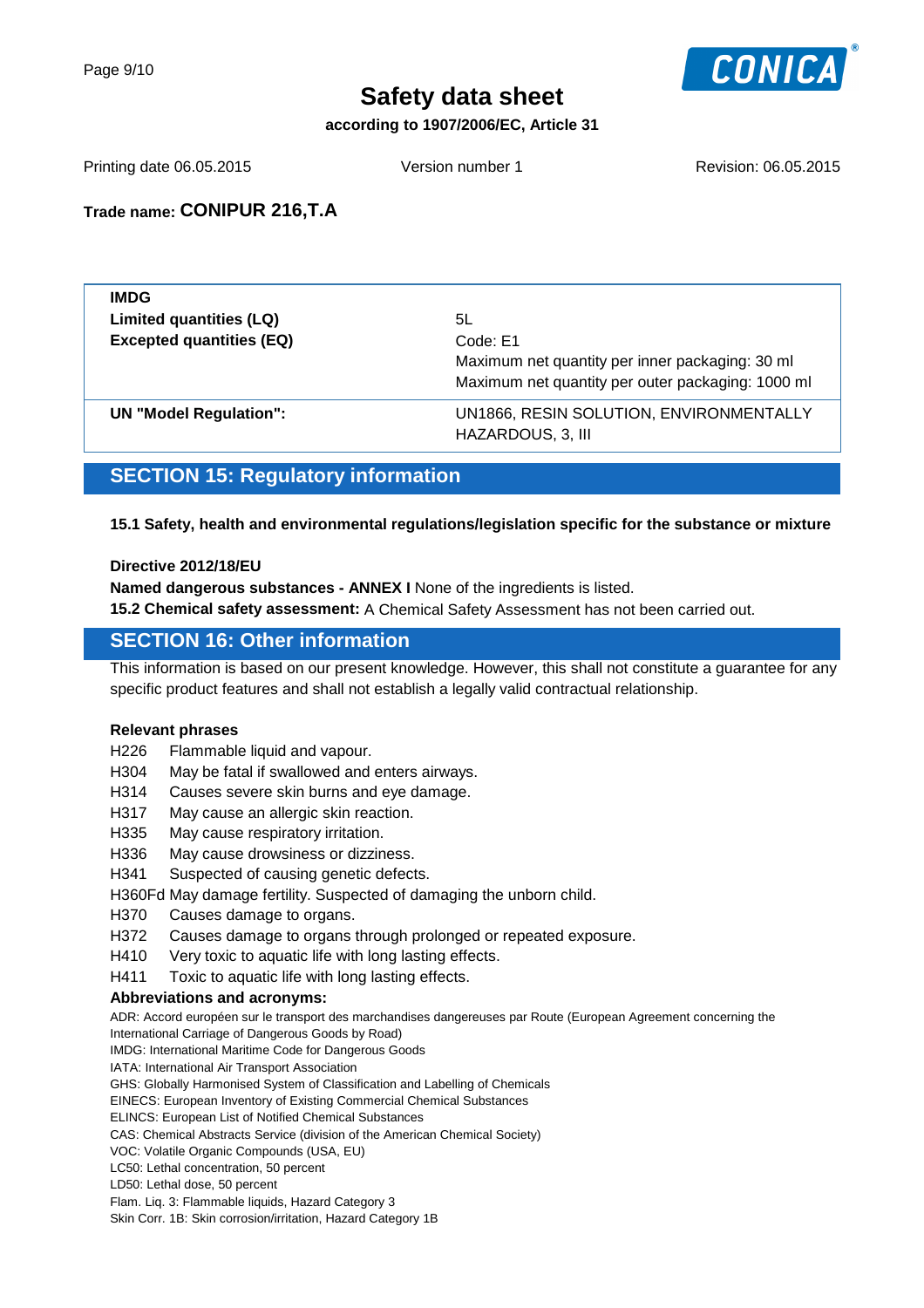| IMDG | |
|---|---|
| **Limited quantities (LQ)** | 5L |
| **Excepted quantities (EQ)** | Code: E1<br>Maximum net quantity per inner packaging: 30 ml<br>Maximum net quantity per outer packaging: 1000 ml |
| **UN "Model Regulation":** | UN1866, RESIN SOLUTION, ENVIRONMENTALLY HAZARDOUS, 3, III |

## SECTION 15: Regulatory information

**15.1 Safety, health and environmental regulations/legislation specific for the substance or mixture**

**Directive 2012/18/EU**

**Named dangerous substances - ANNEX I** None of the ingredients is listed.

**15.2 Chemical safety assessment:** A Chemical Safety Assessment has not been carried out.

## SECTION 16: Other information

This information is based on our present knowledge. However, this shall not constitute a guarantee for any specific product features and shall not establish a legally valid contractual relationship.

**Relevant phrases**

H226 Flammable liquid and vapour.
H304 May be fatal if swallowed and enters airways.
H314 Causes severe skin burns and eye damage.
H317 May cause an allergic skin reaction.
H335 May cause respiratory irritation.
H336 May cause drowsiness or dizziness.
H341 Suspected of causing genetic defects.
H360Fd May damage fertility. Suspected of damaging the unborn child.
H370 Causes damage to organs.
H372 Causes damage to organs through prolonged or repeated exposure.
H410 Very toxic to aquatic life with long lasting effects.
H411 Toxic to aquatic life with long lasting effects.

**Abbreviations and acronyms:**

ADR: Accord européen sur le transport des marchandises dangereuses par Route (European Agreement concerning the International Carriage of Dangerous Goods by Road)
IMDG: International Maritime Code for Dangerous Goods
IATA: International Air Transport Association
GHS: Globally Harmonised System of Classification and Labelling of Chemicals
EINECS: European Inventory of Existing Commercial Chemical Substances
ELINCS: European List of Notified Chemical Substances
CAS: Chemical Abstracts Service (division of the American Chemical Society)
VOC: Volatile Organic Compounds (USA, EU)
LC50: Lethal concentration, 50 percent
LD50: Lethal dose, 50 percent
Flam. Liq. 3: Flammable liquids, Hazard Category 3
Skin Corr. 1B: Skin corrosion/irritation, Hazard Category 1B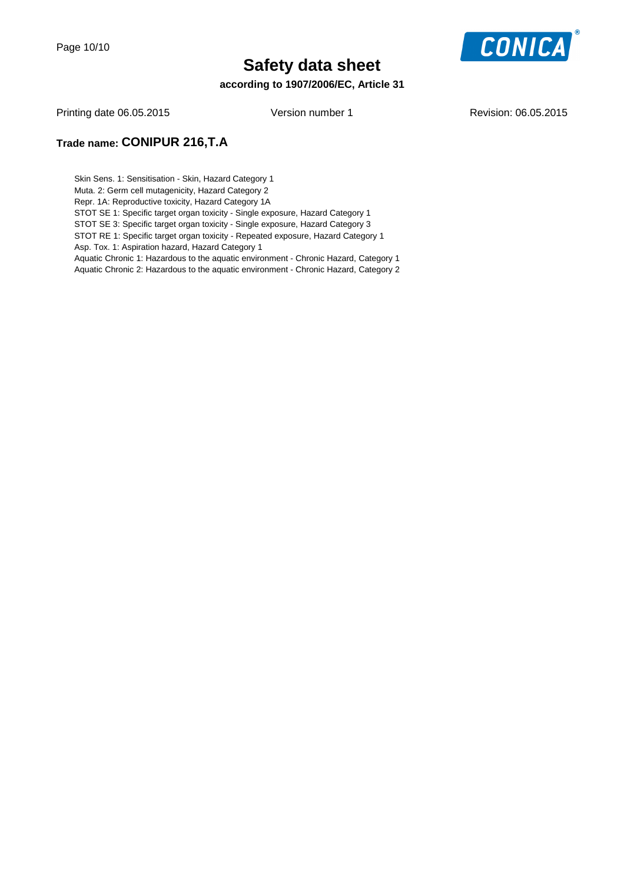Skin Sens. 1: Sensitisation - Skin, Hazard Category 1
Muta. 2: Germ cell mutagenicity, Hazard Category 2
Repr. 1A: Reproductive toxicity, Hazard Category 1A
STOT SE 1: Specific target organ toxicity - Single exposure, Hazard Category 1
STOT SE 3: Specific target organ toxicity - Single exposure, Hazard Category 3
STOT RE 1: Specific target organ toxicity - Repeated exposure, Hazard Category 1
Asp. Tox. 1: Aspiration hazard, Hazard Category 1
Aquatic Chronic 1: Hazardous to the aquatic environment - Chronic Hazard, Category 1
Aquatic Chronic 2: Hazardous to the aquatic environment - Chronic Hazard, Category 2